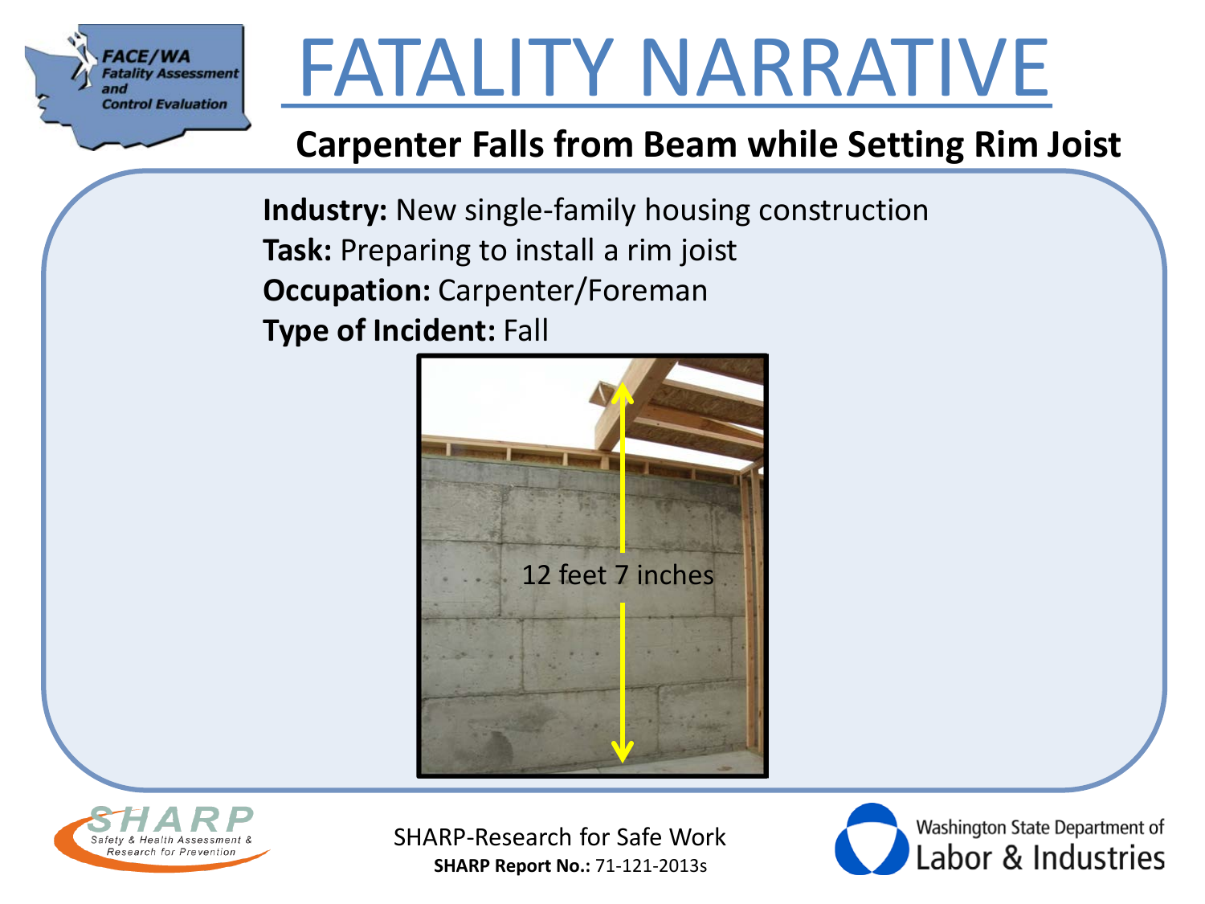# FATALITY NARRATIVE

## Carpenter Falls from Beam while Setting Rim Joist

**Industry:** New single-family housing construction
**Task:** Preparing to install a rim joist
**Occupation:** Carpenter/Foreman
**Type of Incident:** Fall

12 feet 7 inches

SHARP-Research for Safe Work
**SHARP Report No.:** 71-121-2013s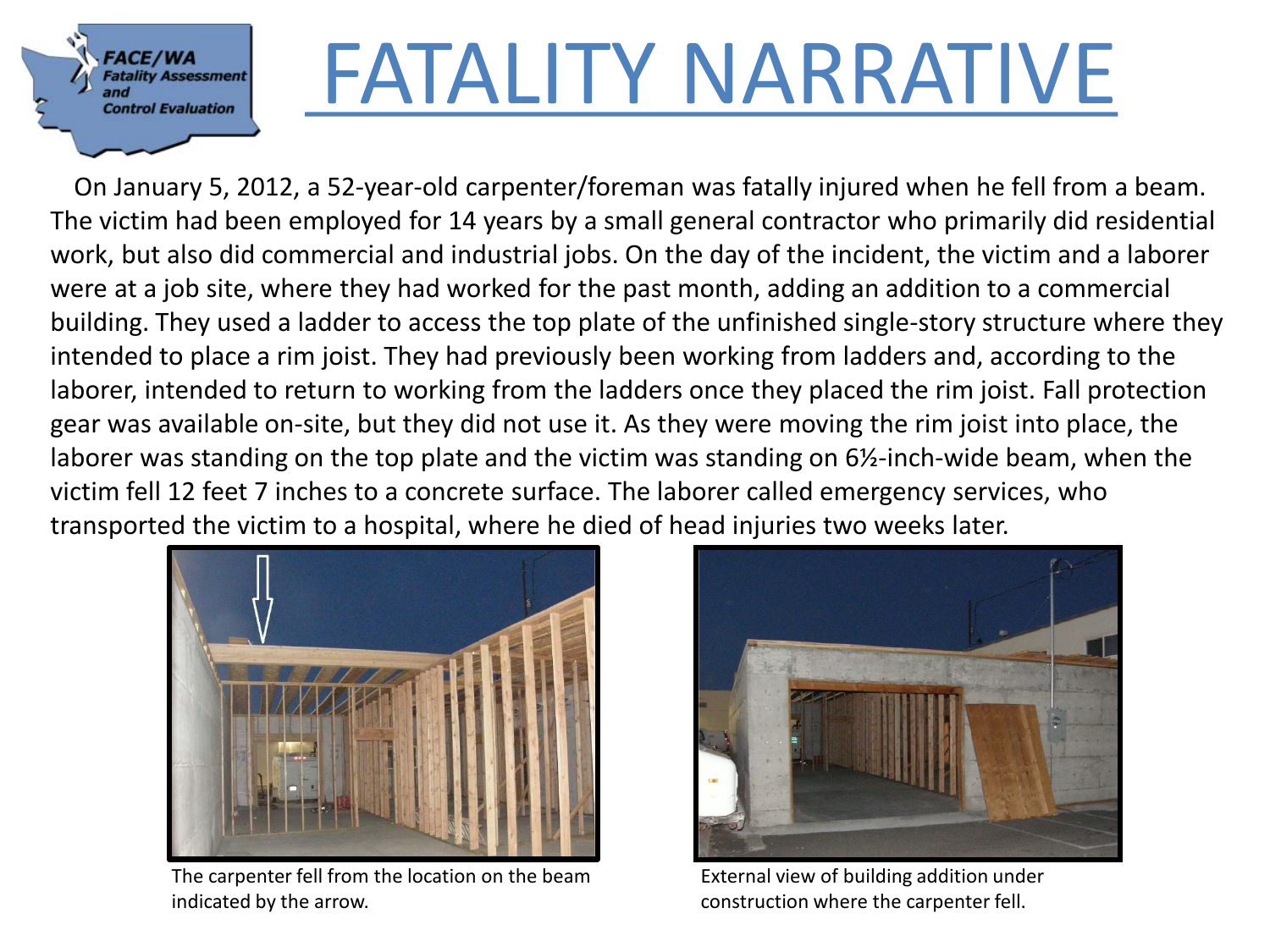# FATALITY NARRATIVE

On January 5, 2012, a 52-year-old carpenter/foreman was fatally injured when he fell from a beam. The victim had been employed for 14 years by a small general contractor who primarily did residential work, but also did commercial and industrial jobs. On the day of the incident, the victim and a laborer were at a job site, where they had worked for the past month, adding an addition to a commercial building. They used a ladder to access the top plate of the unfinished single-story structure where they intended to place a rim joist. They had previously been working from ladders and, according to the laborer, intended to return to working from the ladders once they placed the rim joist. Fall protection gear was available on-site, but they did not use it. As they were moving the rim joist into place, the laborer was standing on the top plate and the victim was standing on 6½-inch-wide beam, when the victim fell 12 feet 7 inches to a concrete surface. The laborer called emergency services, who transported the victim to a hospital, where he died of head injuries two weeks later.

The carpenter fell from the location on the beam indicated by the arrow.

External view of building addition under construction where the carpenter fell.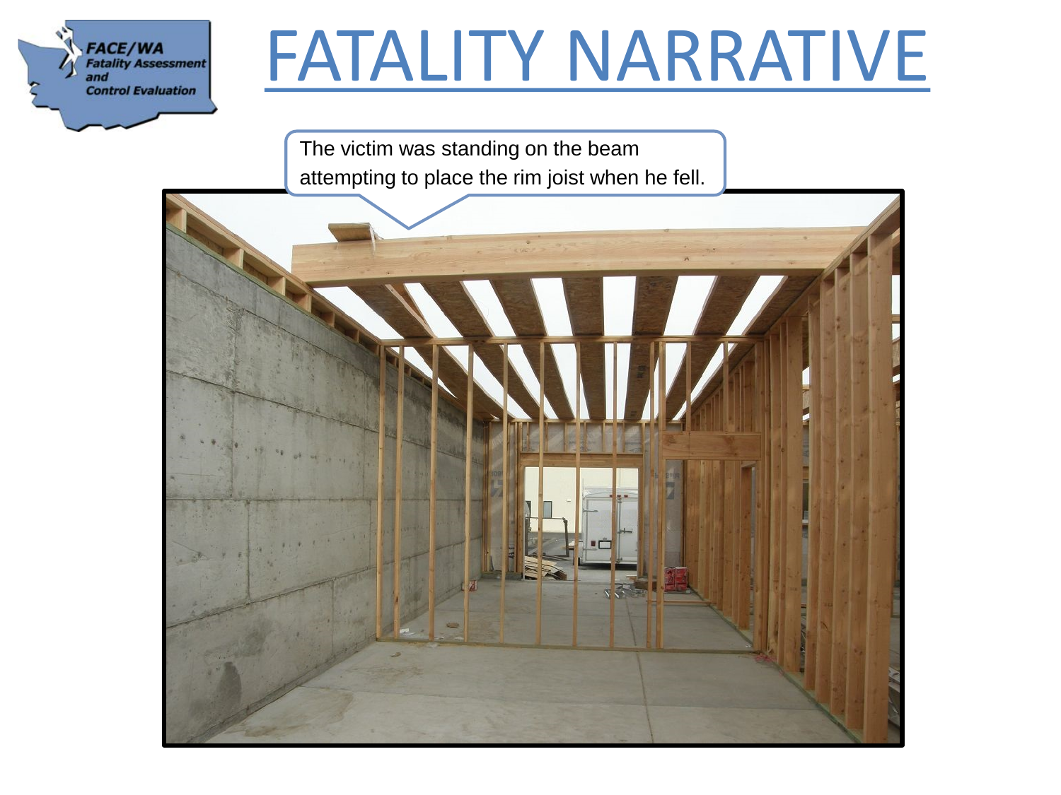# FATALITY NARRATIVE

The victim was standing on the beam attempting to place the rim joist when he fell.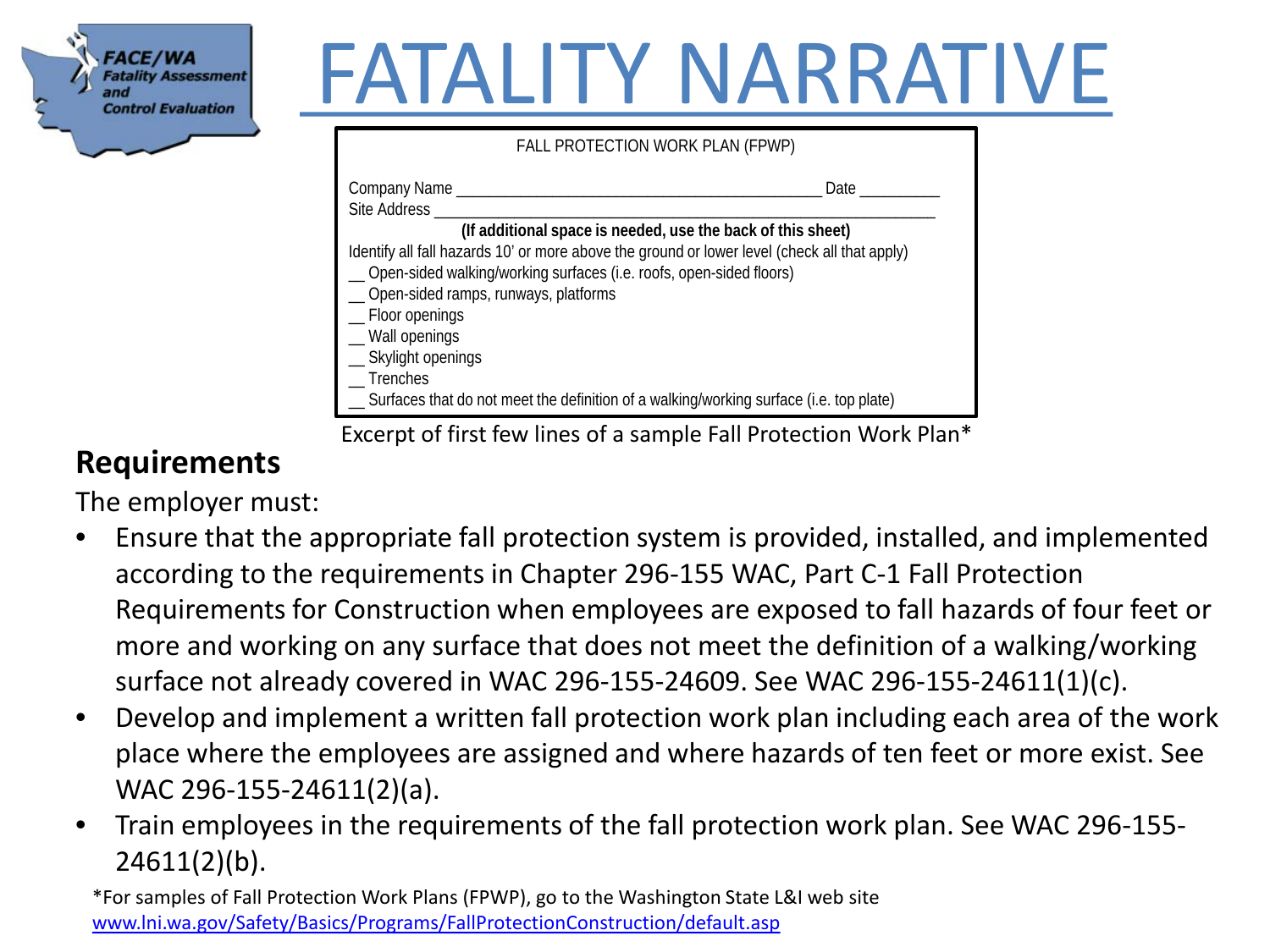# FATALITY NARRATIVE

FALL PROTECTION WORK PLAN (FPWP)

Company Name ___________________________________________ Date __________

Site Address ____________________________________________________________

**(If additional space is needed, use the back of this sheet)**

Identify all fall hazards 10' or more above the ground or lower level (check all that apply)

__ Open-sided walking/working surfaces (i.e. roofs, open-sided floors)

__ Open-sided ramps, runways, platforms

__ Floor openings

__ Wall openings

__ Skylight openings

__ Trenches

__ Surfaces that do not meet the definition of a walking/working surface (i.e. top plate)

Excerpt of first few lines of a sample Fall Protection Work Plan*

## Requirements

The employer must:

- Ensure that the appropriate fall protection system is provided, installed, and implemented according to the requirements in Chapter 296-155 WAC, Part C-1 Fall Protection Requirements for Construction when employees are exposed to fall hazards of four feet or more and working on any surface that does not meet the definition of a walking/working surface not already covered in WAC 296-155-24609. See WAC 296-155-24611(1)(c).
- Develop and implement a written fall protection work plan including each area of the work place where the employees are assigned and where hazards of ten feet or more exist. See WAC 296-155-24611(2)(a).
- Train employees in the requirements of the fall protection work plan. See WAC 296-155-24611(2)(b).

*For samples of Fall Protection Work Plans (FPWP), go to the Washington State L&I web site www.lni.wa.gov/Safety/Basics/Programs/FallProtectionConstruction/default.asp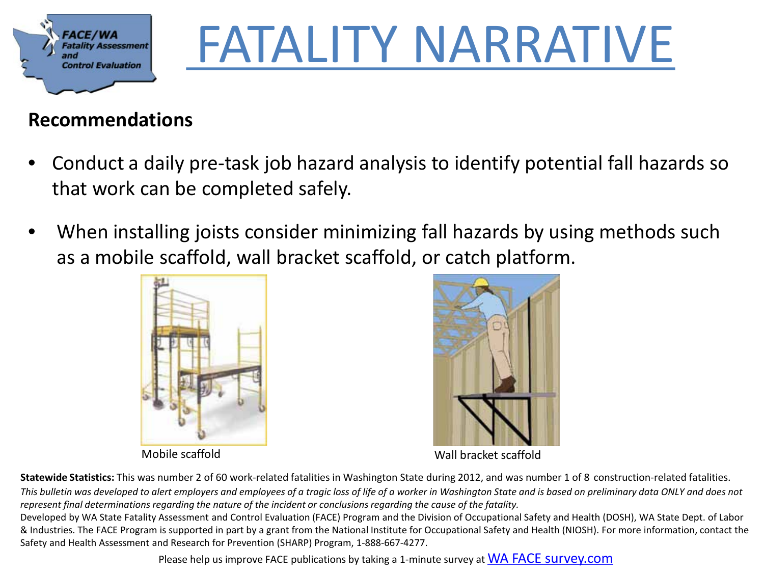# FATALITY NARRATIVE

## Recommendations

- Conduct a daily pre-task job hazard analysis to identify potential fall hazards so that work can be completed safely.
- When installing joists consider minimizing fall hazards by using methods such as a mobile scaffold, wall bracket scaffold, or catch platform.

Mobile scaffold

Wall bracket scaffold

**Statewide Statistics:** This was number 2 of 60 work-related fatalities in Washington State during 2012, and was number 1 of 8 construction-related fatalities.

*This bulletin was developed to alert employers and employees of a tragic loss of life of a worker in Washington State and is based on preliminary data ONLY and does not represent final determinations regarding the nature of the incident or conclusions regarding the cause of the fatality.*

Developed by WA State Fatality Assessment and Control Evaluation (FACE) Program and the Division of Occupational Safety and Health (DOSH), WA State Dept. of Labor & Industries. The FACE Program is supported in part by a grant from the National Institute for Occupational Safety and Health (NIOSH). For more information, contact the Safety and Health Assessment and Research for Prevention (SHARP) Program, 1-888-667-4277.

Please help us improve FACE publications by taking a 1-minute survey at WA FACE survey.com